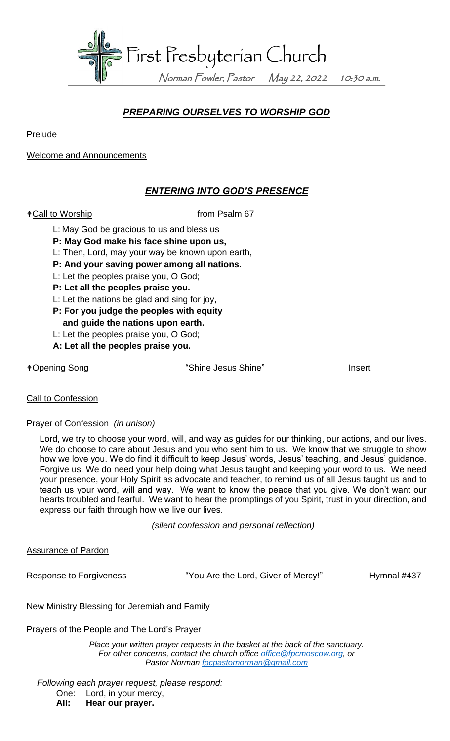# First Presbyterian Church

Norman Fowler, Pastor    May 22, 2022    10:30 a.m.

## *PREPARING OURSELVES TO WORSHIP GOD*

Prelude

Welcome and Announcements

## *ENTERING INTO GOD'S PRESENCE*

♰Call to Worship    from Psalm 67

L: May God be gracious to us and bless us
**P: May God make his face shine upon us,**
L: Then, Lord, may your way be known upon earth,
**P: And your saving power among all nations.**
L: Let the peoples praise you, O God;
**P: Let all the peoples praise you.**
L: Let the nations be glad and sing for joy,
**P: For you judge the peoples with equity and guide the nations upon earth.**
L: Let the peoples praise you, O God;
**A: Let all the peoples praise you.**

♰Opening Song    "Shine Jesus Shine"    Insert

Call to Confession

Prayer of Confession *(in unison)*

Lord, we try to choose your word, will, and way as guides for our thinking, our actions, and our lives. We do choose to care about Jesus and you who sent him to us. We know that we struggle to show how we love you. We do find it difficult to keep Jesus' words, Jesus' teaching, and Jesus' guidance. Forgive us. We do need your help doing what Jesus taught and keeping your word to us. We need your presence, your Holy Spirit as advocate and teacher, to remind us of all Jesus taught us and to teach us your word, will and way. We want to know the peace that you give. We don't want our hearts troubled and fearful. We want to hear the promptings of you Spirit, trust in your direction, and express our faith through how we live our lives.

*(silent confession and personal reflection)*

Assurance of Pardon

Response to Forgiveness    "You Are the Lord, Giver of Mercy!"    Hymnal #437

New Ministry Blessing for Jeremiah and Family

Prayers of the People and The Lord's Prayer

*Place your written prayer requests in the basket at the back of the sanctuary. For other concerns, contact the church office office@fpcmoscow.org, or Pastor Norman fpcpastornorman@gmail.com*

*Following each prayer request, please respond:*
One: Lord, in your mercy,
**All: Hear our prayer.**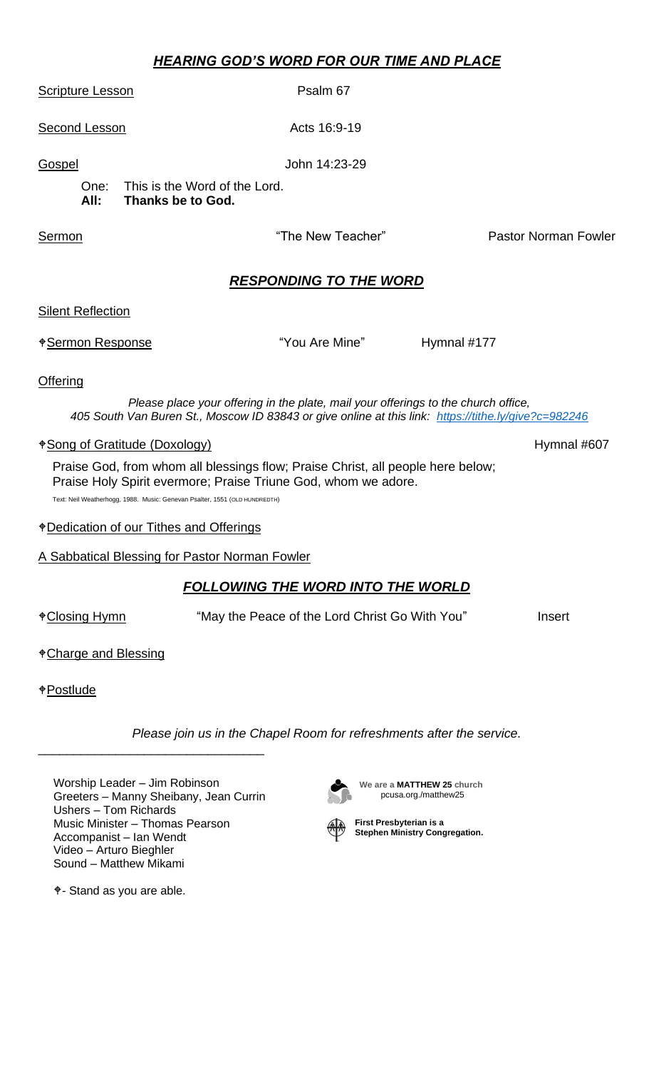## *HEARING GOD'S WORD FOR OUR TIME AND PLACE*

Scripture Lesson — Psalm 67

Second Lesson — Acts 16:9-19

Gospel — John 14:23-29

One: This is the Word of the Lord.
**All: Thanks be to God.**

Sermon — "The New Teacher" — Pastor Norman Fowler

## *RESPONDING TO THE WORD*

Silent Reflection

♱Sermon Response — "You Are Mine" — Hymnal #177

Offering

*Please place your offering in the plate, mail your offerings to the church office, 405 South Van Buren St., Moscow ID 83843 or give online at this link: https://tithe.ly/give?c=982246*

♱Song of Gratitude (Doxology) — Hymnal #607

Praise God, from whom all blessings flow; Praise Christ, all people here below;
Praise Holy Spirit evermore; Praise Triune God, whom we adore.

Text: Neil Weatherhogg, 1988. Music: Genevan Psalter, 1551 (OLD HUNDREDTH)

♱Dedication of our Tithes and Offerings

A Sabbatical Blessing for Pastor Norman Fowler

## *FOLLOWING THE WORD INTO THE WORLD*

♱Closing Hymn — "May the Peace of the Lord Christ Go With You" — Insert

♱Charge and Blessing

♱Postlude

*Please join us in the Chapel Room for refreshments after the service.*

---

Worship Leader – Jim Robinson
Greeters – Manny Sheibany, Jean Currin
Ushers – Tom Richards
Music Minister – Thomas Pearson
Accompanist – Ian Wendt
Video – Arturo Bieghler
Sound – Matthew Mikami

We are a **MATTHEW 25 church**
pcusa.org./matthew25

**First Presbyterian is a Stephen Ministry Congregation.**

♱- Stand as you are able.